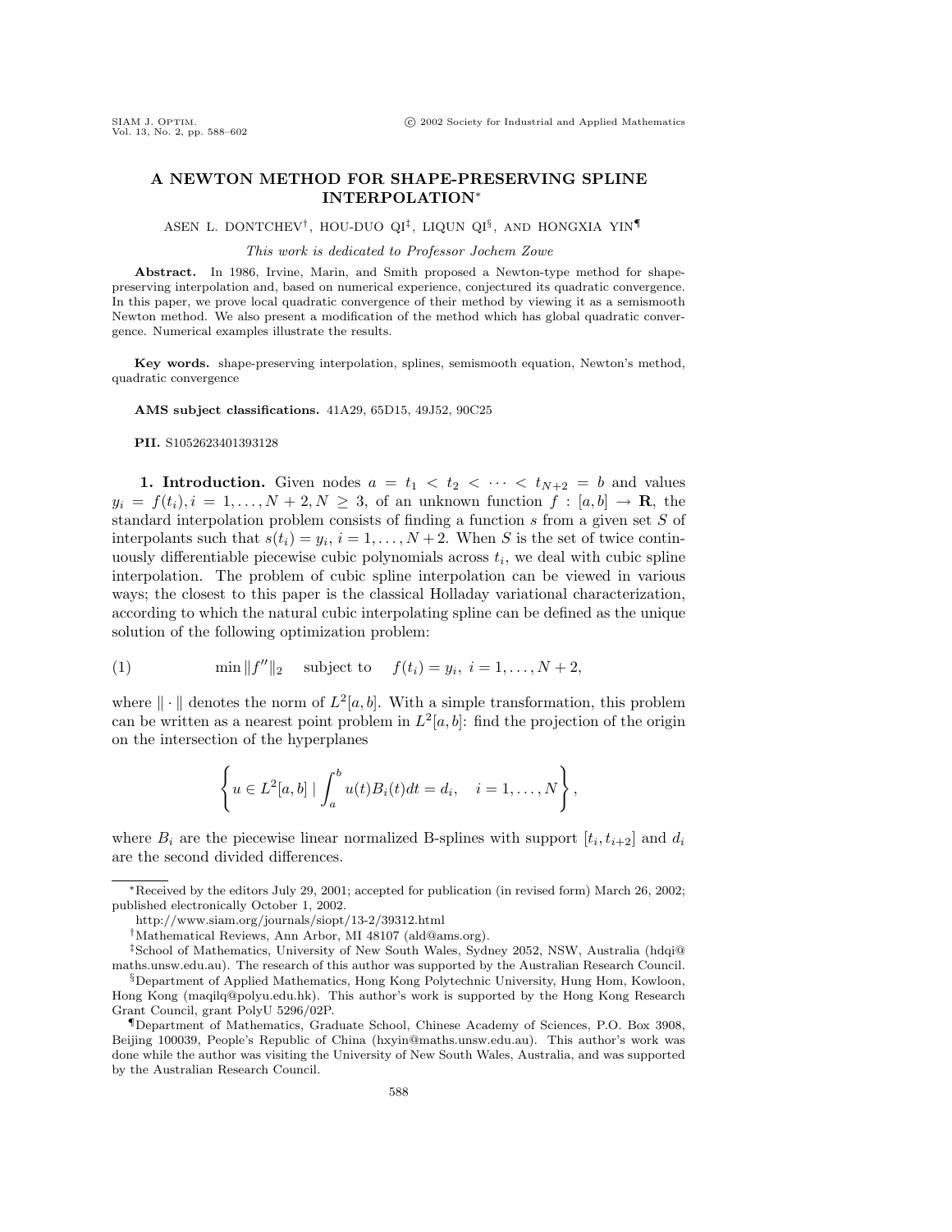# A NEWTON METHOD FOR SHAPE-PRESERVING SPLINE INTERPOLATION*

ASEN L. DONTCHEV†, HOU-DUO QI‡, LIQUN QI§, AND HONGXIA YIN¶

*This work is dedicated to Professor Jochem Zowe*

**Abstract.** In 1986, Irvine, Marin, and Smith proposed a Newton-type method for shape-preserving interpolation and, based on numerical experience, conjectured its quadratic convergence. In this paper, we prove local quadratic convergence of their method by viewing it as a semismooth Newton method. We also present a modification of the method which has global quadratic convergence. Numerical examples illustrate the results.

**Key words.** shape-preserving interpolation, splines, semismooth equation, Newton's method, quadratic convergence

**AMS subject classifications.** 41A29, 65D15, 49J52, 90C25

**PII.** S1052623401393128

## 1. Introduction.

Given nodes $a = t_1 < t_2 < \cdots < t_{N+2} = b$ and values $y_i = f(t_i), i = 1, \ldots, N+2, N \geq 3$, of an unknown function $f : [a, b] \to \mathbf{R}$, the standard interpolation problem consists of finding a function $s$ from a given set $S$ of interpolants such that $s(t_i) = y_i$, $i = 1, \ldots, N+2$. When $S$ is the set of twice continuously differentiable piecewise cubic polynomials across $t_i$, we deal with cubic spline interpolation. The problem of cubic spline interpolation can be viewed in various ways; the closest to this paper is the classical Holladay variational characterization, according to which the natural cubic interpolating spline can be defined as the unique solution of the following optimization problem:

$$\text{(1)} \qquad \min \|f''\|_2 \quad \text{subject to} \quad f(t_i) = y_i, \; i = 1, \ldots, N+2,$$

where $\|\cdot\|$ denotes the norm of $L^2[a, b]$. With a simple transformation, this problem can be written as a nearest point problem in $L^2[a, b]$: find the projection of the origin on the intersection of the hyperplanes

$$\left\{ u \in L^2[a, b] \mid \int_a^b u(t) B_i(t) dt = d_i, \quad i = 1, \ldots, N \right\},$$

where $B_i$ are the piecewise linear normalized B-splines with support $[t_i, t_{i+2}]$ and $d_i$ are the second divided differences.

---

*Received by the editors July 29, 2001; accepted for publication (in revised form) March 26, 2002; published electronically October 1, 2002.

http://www.siam.org/journals/siopt/13-2/39312.html

†Mathematical Reviews, Ann Arbor, MI 48107 (ald@ams.org).

‡School of Mathematics, University of New South Wales, Sydney 2052, NSW, Australia (hdqi@maths.unsw.edu.au). The research of this author was supported by the Australian Research Council.

§Department of Applied Mathematics, Hong Kong Polytechnic University, Hung Hom, Kowloon, Hong Kong (maqilq@polyu.edu.hk). This author's work is supported by the Hong Kong Research Grant Council, grant PolyU 5296/02P.

¶Department of Mathematics, Graduate School, Chinese Academy of Sciences, P.O. Box 3908, Beijing 100039, People's Republic of China (hxyin@maths.unsw.edu.au). This author's work was done while the author was visiting the University of New South Wales, Australia, and was supported by the Australian Research Council.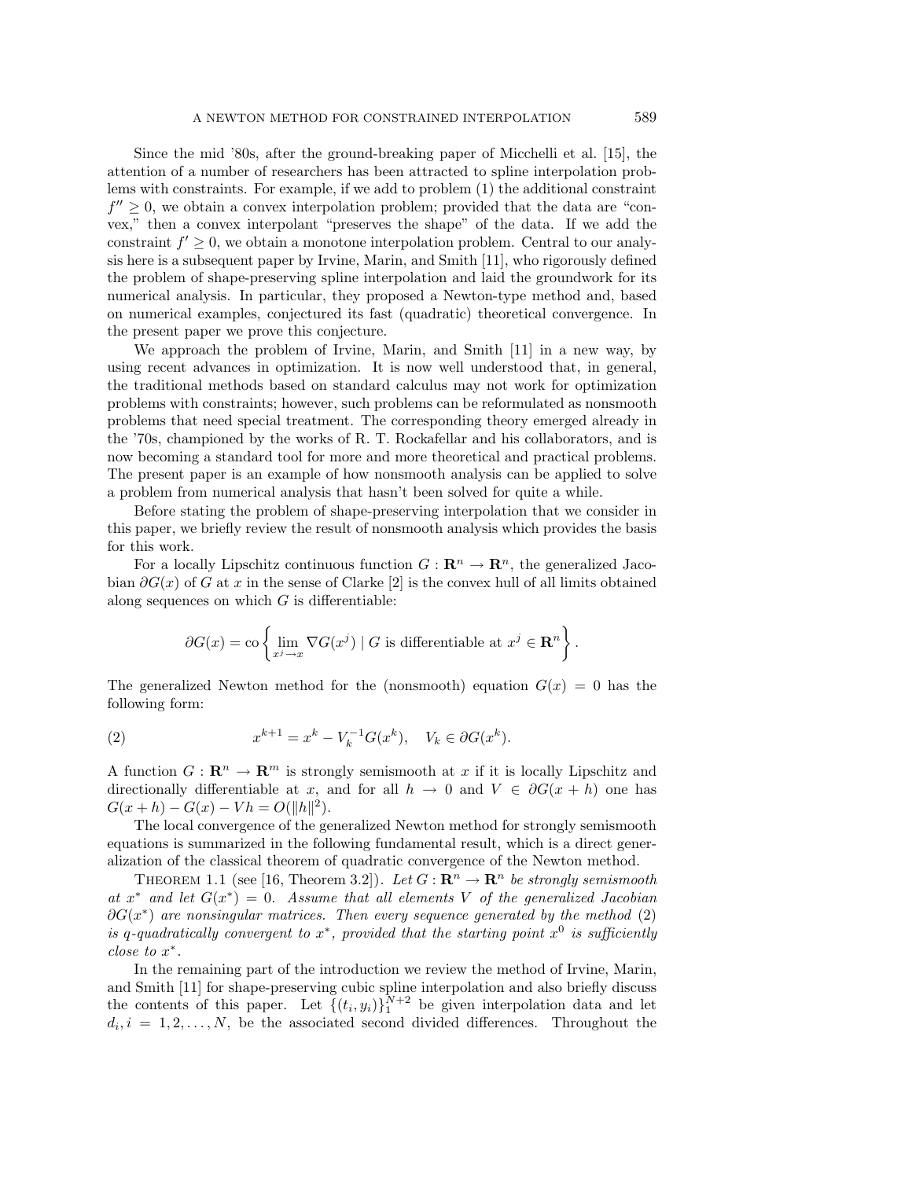Since the mid '80s, after the ground-breaking paper of Micchelli et al. [15], the attention of a number of researchers has been attracted to spline interpolation problems with constraints. For example, if we add to problem (1) the additional constraint $f'' \geq 0$, we obtain a convex interpolation problem; provided that the data are "convex," then a convex interpolant "preserves the shape" of the data. If we add the constraint $f' \geq 0$, we obtain a monotone interpolation problem. Central to our analysis here is a subsequent paper by Irvine, Marin, and Smith [11], who rigorously defined the problem of shape-preserving spline interpolation and laid the groundwork for its numerical analysis. In particular, they proposed a Newton-type method and, based on numerical examples, conjectured its fast (quadratic) theoretical convergence. In the present paper we prove this conjecture.

We approach the problem of Irvine, Marin, and Smith [11] in a new way, by using recent advances in optimization. It is now well understood that, in general, the traditional methods based on standard calculus may not work for optimization problems with constraints; however, such problems can be reformulated as nonsmooth problems that need special treatment. The corresponding theory emerged already in the '70s, championed by the works of R. T. Rockafellar and his collaborators, and is now becoming a standard tool for more and more theoretical and practical problems. The present paper is an example of how nonsmooth analysis can be applied to solve a problem from numerical analysis that hasn't been solved for quite a while.

Before stating the problem of shape-preserving interpolation that we consider in this paper, we briefly review the result of nonsmooth analysis which provides the basis for this work.

For a locally Lipschitz continuous function $G : \mathbf{R}^n \to \mathbf{R}^n$, the generalized Jacobian $\partial G(x)$ of $G$ at $x$ in the sense of Clarke [2] is the convex hull of all limits obtained along sequences on which $G$ is differentiable:

$$\partial G(x) = \text{co}\left\{ \lim_{x^j \to x} \nabla G(x^j) \mid G \text{ is differentiable at } x^j \in \mathbf{R}^n \right\}.$$

The generalized Newton method for the (nonsmooth) equation $G(x) = 0$ has the following form:

$$x^{k+1} = x^k - V_k^{-1} G(x^k), \quad V_k \in \partial G(x^k). \tag{2}$$

A function $G : \mathbf{R}^n \to \mathbf{R}^m$ is strongly semismooth at $x$ if it is locally Lipschitz and directionally differentiable at $x$, and for all $h \to 0$ and $V \in \partial G(x+h)$ one has $G(x+h) - G(x) - Vh = O(\|h\|^2)$.

The local convergence of the generalized Newton method for strongly semismooth equations is summarized in the following fundamental result, which is a direct generalization of the classical theorem of quadratic convergence of the Newton method.

Theorem 1.1 (see [16, Theorem 3.2]). *Let $G : \mathbf{R}^n \to \mathbf{R}^n$ be strongly semismooth at $x^*$ and let $G(x^*) = 0$. Assume that all elements $V$ of the generalized Jacobian $\partial G(x^*)$ are nonsingular matrices. Then every sequence generated by the method (2) is q-quadratically convergent to $x^*$, provided that the starting point $x^0$ is sufficiently close to $x^*$.*

In the remaining part of the introduction we review the method of Irvine, Marin, and Smith [11] for shape-preserving cubic spline interpolation and also briefly discuss the contents of this paper. Let $\{(t_i, y_i)\}_1^{N+2}$ be given interpolation data and let $d_i, i = 1, 2, \ldots, N$, be the associated second divided differences. Throughout the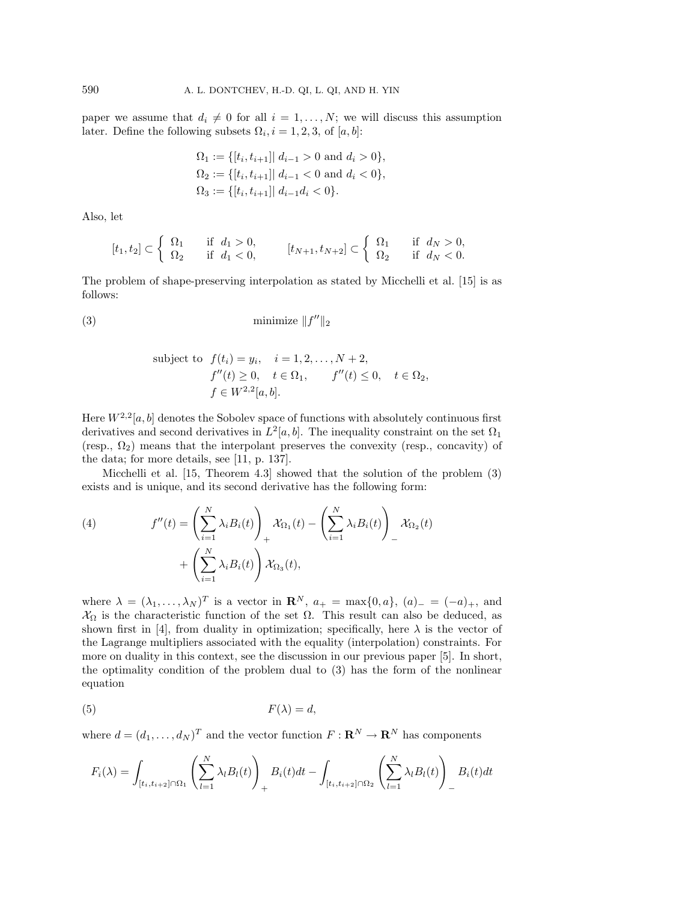paper we assume that $d_i \neq 0$ for all $i = 1, \dots, N$; we will discuss this assumption later. Define the following subsets $\Omega_i, i = 1, 2, 3$, of $[a, b]$:

$$
\begin{aligned}
\Omega_1 &:= \{[t_i, t_{i+1}] | \ d_{i-1} > 0 \text{ and } d_i > 0\}, \\
\Omega_2 &:= \{[t_i, t_{i+1}] | \ d_{i-1} < 0 \text{ and } d_i < 0\}, \\
\Omega_3 &:= \{[t_i, t_{i+1}] | \ d_{i-1} d_i < 0\}.
\end{aligned}
$$

Also, let

$$
[t_1, t_2] \subset \begin{cases} \Omega_1 & \text{if } d_1 > 0, \\ \Omega_2 & \text{if } d_1 < 0, \end{cases} \qquad [t_{N+1}, t_{N+2}] \subset \begin{cases} \Omega_1 & \text{if } d_N > 0, \\ \Omega_2 & \text{if } d_N < 0. \end{cases}
$$

The problem of shape-preserving interpolation as stated by Micchelli et al. [15] is as follows:

$$
\text{minimize } \|f''\|_2 \tag{3}
$$

$$
\begin{aligned}
\text{subject to } \ & f(t_i) = y_i, \quad i = 1, 2, \dots, N+2, \\
& f''(t) \geq 0, \quad t \in \Omega_1, \qquad f''(t) \leq 0, \quad t \in \Omega_2, \\
& f \in W^{2,2}[a, b].
\end{aligned}
$$

Here $W^{2,2}[a, b]$ denotes the Sobolev space of functions with absolutely continuous first derivatives and second derivatives in $L^2[a, b]$. The inequality constraint on the set $\Omega_1$ (resp., $\Omega_2$) means that the interpolant preserves the convexity (resp., concavity) of the data; for more details, see [11, p. 137].

Micchelli et al. [15, Theorem 4.3] showed that the solution of the problem (3) exists and is unique, and its second derivative has the following form:

$$
\begin{aligned}
f''(t) = &\left( \sum_{i=1}^{N} \lambda_i B_i(t) \right)_+ \mathcal{X}_{\Omega_1}(t) - \left( \sum_{i=1}^{N} \lambda_i B_i(t) \right)_- \mathcal{X}_{\Omega_2}(t) \\
&+ \left( \sum_{i=1}^{N} \lambda_i B_i(t) \right) \mathcal{X}_{\Omega_3}(t),
\end{aligned} \tag{4}
$$

where $\lambda = (\lambda_1, \dots, \lambda_N)^T$ is a vector in $\mathbf{R}^N$, $a_+ = \max\{0, a\}$, $(a)_- = (-a)_+$, and $\mathcal{X}_\Omega$ is the characteristic function of the set $\Omega$. This result can also be deduced, as shown first in [4], from duality in optimization; specifically, here $\lambda$ is the vector of the Lagrange multipliers associated with the equality (interpolation) constraints. For more on duality in this context, see the discussion in our previous paper [5]. In short, the optimality condition of the problem dual to (3) has the form of the nonlinear equation

$$
F(\lambda) = d, \tag{5}
$$

where $d = (d_1, \dots, d_N)^T$ and the vector function $F : \mathbf{R}^N \to \mathbf{R}^N$ has components

$$
F_i(\lambda) = \int_{[t_i, t_{i+2}] \cap \Omega_1} \left( \sum_{l=1}^{N} \lambda_l B_l(t) \right)_+ B_i(t) dt - \int_{[t_i, t_{i+2}] \cap \Omega_2} \left( \sum_{l=1}^{N} \lambda_l B_l(t) \right)_- B_i(t) dt
$$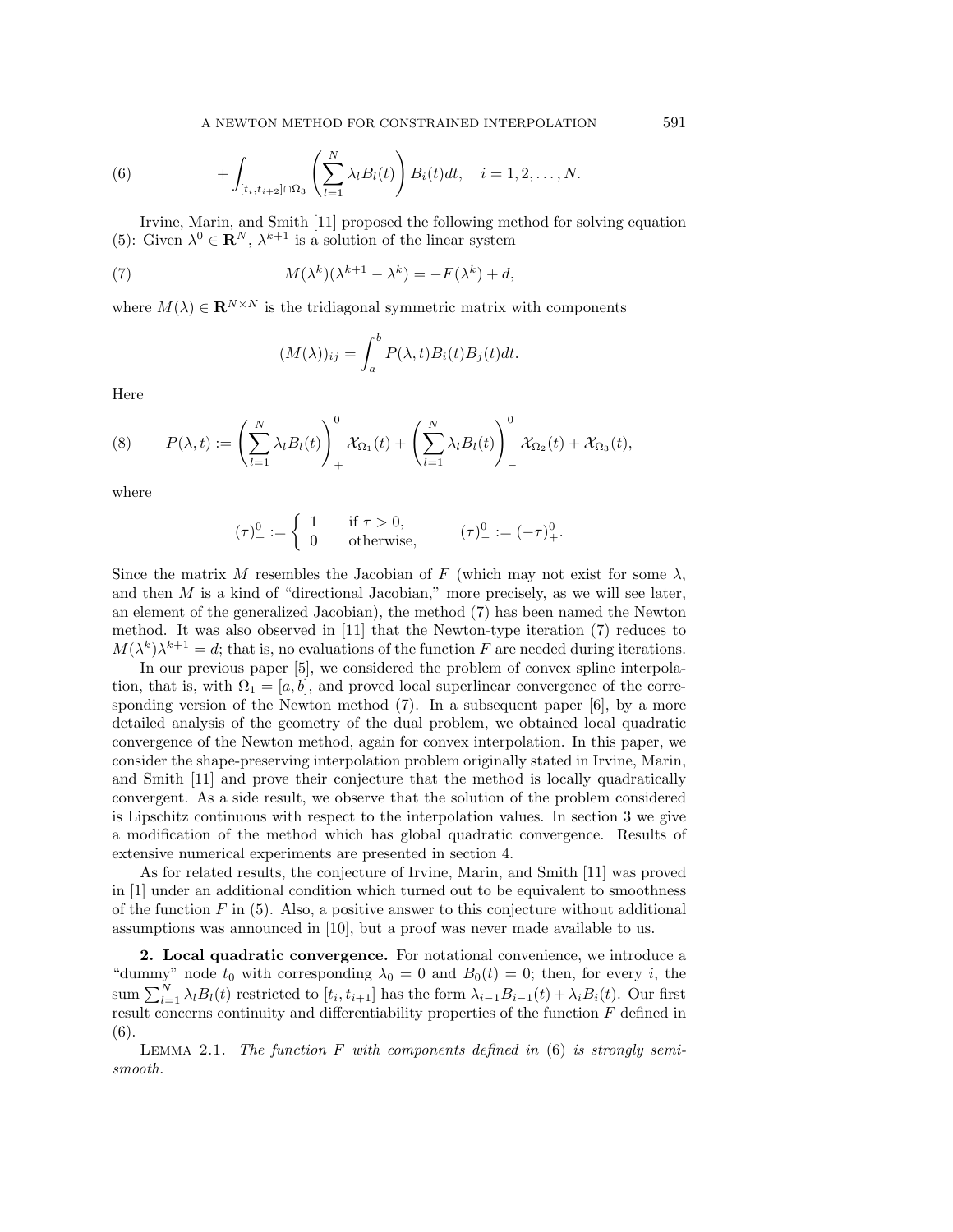$$
(6) \qquad + \int_{[t_i, t_{i+2}] \cap \Omega_3} \left( \sum_{l=1}^{N} \lambda_l B_l(t) \right) B_i(t) dt, \quad i = 1, 2, \ldots, N.
$$

Irvine, Marin, and Smith [11] proposed the following method for solving equation (5): Given $\lambda^0 \in \mathbf{R}^N$, $\lambda^{k+1}$ is a solution of the linear system

$$
(7) \qquad M(\lambda^k)(\lambda^{k+1} - \lambda^k) = -F(\lambda^k) + d,
$$

where $M(\lambda) \in \mathbf{R}^{N \times N}$ is the tridiagonal symmetric matrix with components

$$
(M(\lambda))_{ij} = \int_a^b P(\lambda, t) B_i(t) B_j(t) dt.
$$

Here

$$
(8) \qquad P(\lambda, t) := \left( \sum_{l=1}^{N} \lambda_l B_l(t) \right)_+^0 \mathcal{X}_{\Omega_1}(t) + \left( \sum_{l=1}^{N} \lambda_l B_l(t) \right)_-^0 \mathcal{X}_{\Omega_2}(t) + \mathcal{X}_{\Omega_3}(t),
$$

where

$$
(\tau)_+^0 := \begin{cases} 1 & \text{if } \tau > 0, \\ 0 & \text{otherwise,} \end{cases} \qquad (\tau)_-^0 := (-\tau)_+^0.
$$

Since the matrix $M$ resembles the Jacobian of $F$ (which may not exist for some $\lambda$, and then $M$ is a kind of "directional Jacobian," more precisely, as we will see later, an element of the generalized Jacobian), the method (7) has been named the Newton method. It was also observed in [11] that the Newton-type iteration (7) reduces to $M(\lambda^k)\lambda^{k+1} = d$; that is, no evaluations of the function $F$ are needed during iterations.

In our previous paper [5], we considered the problem of convex spline interpolation, that is, with $\Omega_1 = [a, b]$, and proved local superlinear convergence of the corresponding version of the Newton method (7). In a subsequent paper [6], by a more detailed analysis of the geometry of the dual problem, we obtained local quadratic convergence of the Newton method, again for convex interpolation. In this paper, we consider the shape-preserving interpolation problem originally stated in Irvine, Marin, and Smith [11] and prove their conjecture that the method is locally quadratically convergent. As a side result, we observe that the solution of the problem considered is Lipschitz continuous with respect to the interpolation values. In section 3 we give a modification of the method which has global quadratic convergence. Results of extensive numerical experiments are presented in section 4.

As for related results, the conjecture of Irvine, Marin, and Smith [11] was proved in [1] under an additional condition which turned out to be equivalent to smoothness of the function $F$ in (5). Also, a positive answer to this conjecture without additional assumptions was announced in [10], but a proof was never made available to us.

## 2. Local quadratic convergence.

For notational convenience, we introduce a "dummy" node $t_0$ with corresponding $\lambda_0 = 0$ and $B_0(t) = 0$; then, for every $i$, the sum $\sum_{l=1}^{N} \lambda_l B_l(t)$ restricted to $[t_i, t_{i+1}]$ has the form $\lambda_{i-1} B_{i-1}(t) + \lambda_i B_i(t)$. Our first result concerns continuity and differentiability properties of the function $F$ defined in (6).

Lemma 2.1. *The function $F$ with components defined in* (6) *is strongly semismooth.*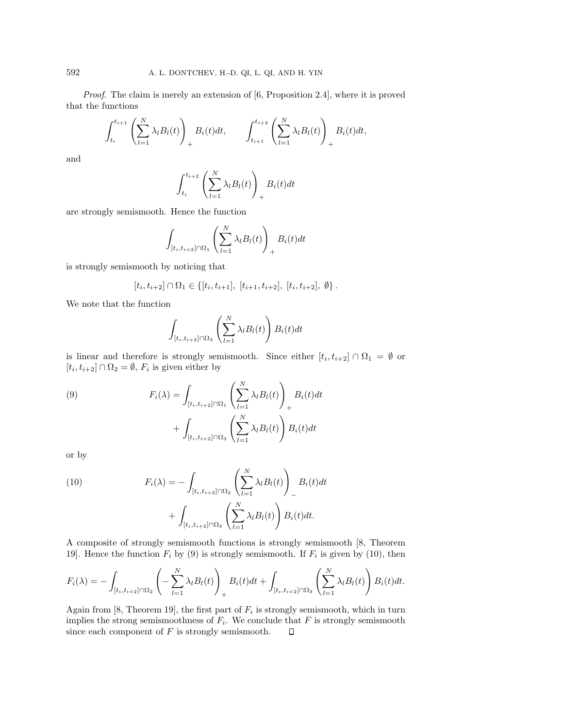*Proof*. The claim is merely an extension of [6, Proposition 2.4], where it is proved that the functions

$$\int_{t_i}^{t_{i+1}} \left( \sum_{l=1}^{N} \lambda_l B_l(t) \right)_+ B_i(t)dt, \qquad \int_{t_{i+1}}^{t_{i+2}} \left( \sum_{l=1}^{N} \lambda_l B_l(t) \right)_+ B_i(t)dt,$$

and

$$\int_{t_i}^{t_{i+2}} \left( \sum_{l=1}^{N} \lambda_l B_l(t) \right)_+ B_i(t)dt$$

are strongly semismooth. Hence the function

$$\int_{[t_i,t_{i+2}]\cap\Omega_1} \left( \sum_{l=1}^{N} \lambda_l B_l(t) \right)_+ B_i(t)dt$$

is strongly semismooth by noticing that

$$[t_i,t_{i+2}] \cap \Omega_1 \in \{[t_i,t_{i+1}],\ [t_{i+1},t_{i+2}],\ [t_i,t_{i+2}],\ \emptyset\}.$$

We note that the function

$$\int_{[t_i,t_{i+2}]\cap\Omega_3} \left( \sum_{l=1}^{N} \lambda_l B_l(t) \right) B_i(t)dt$$

is linear and therefore is strongly semismooth. Since either $[t_i,t_{i+2}] \cap \Omega_1 = \emptyset$ or $[t_i,t_{i+2}] \cap \Omega_2 = \emptyset$, $F_i$ is given either by

$$F_i(\lambda) = \int_{[t_i,t_{i+2}]\cap\Omega_1} \left( \sum_{l=1}^{N} \lambda_l B_l(t) \right)_+ B_i(t)dt + \int_{[t_i,t_{i+2}]\cap\Omega_3} \left( \sum_{l=1}^{N} \lambda_l B_l(t) \right) B_i(t)dt \tag{9}$$

or by

$$F_i(\lambda) = -\int_{[t_i,t_{i+2}]\cap\Omega_2} \left( \sum_{l=1}^{N} \lambda_l B_l(t) \right)_- B_i(t)dt + \int_{[t_i,t_{i+2}]\cap\Omega_3} \left( \sum_{l=1}^{N} \lambda_l B_l(t) \right) B_i(t)dt. \tag{10}$$

A composite of strongly semismooth functions is strongly semismooth [8, Theorem 19]. Hence the function $F_i$ by (9) is strongly semismooth. If $F_i$ is given by (10), then

$$F_i(\lambda) = -\int_{[t_i,t_{i+2}]\cap\Omega_2} \left( -\sum_{l=1}^{N} \lambda_l B_l(t) \right)_+ B_i(t)dt + \int_{[t_i,t_{i+2}]\cap\Omega_3} \left( \sum_{l=1}^{N} \lambda_l B_l(t) \right) B_i(t)dt.$$

Again from [8, Theorem 19], the first part of $F_i$ is strongly semismooth, which in turn implies the strong semismoothness of $F_i$. We conclude that $F$ is strongly semismooth since each component of $F$ is strongly semismooth. $\square$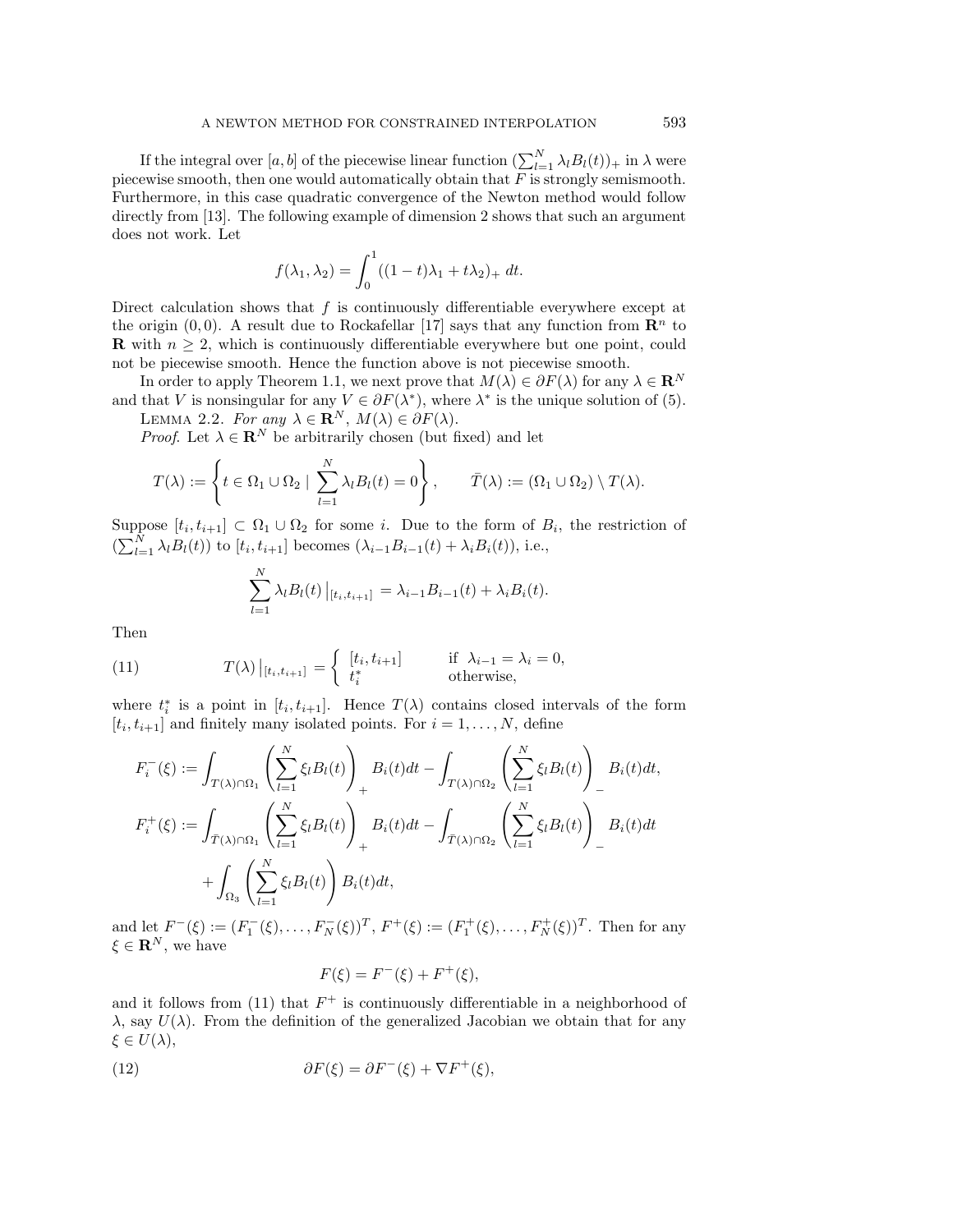If the integral over $[a,b]$ of the piecewise linear function $(\sum_{l=1}^N \lambda_l B_l(t))_+$ in $\lambda$ were piecewise smooth, then one would automatically obtain that $F$ is strongly semismooth. Furthermore, in this case quadratic convergence of the Newton method would follow directly from [13]. The following example of dimension 2 shows that such an argument does not work. Let

$$f(\lambda_1, \lambda_2) = \int_0^1 ((1-t)\lambda_1 + t\lambda_2)_+ \, dt.$$

Direct calculation shows that $f$ is continuously differentiable everywhere except at the origin $(0,0)$. A result due to Rockafellar [17] says that any function from $\mathbf{R}^n$ to $\mathbf{R}$ with $n \geq 2$, which is continuously differentiable everywhere but one point, could not be piecewise smooth. Hence the function above is not piecewise smooth.

In order to apply Theorem 1.1, we next prove that $M(\lambda) \in \partial F(\lambda)$ for any $\lambda \in \mathbf{R}^N$ and that $V$ is nonsingular for any $V \in \partial F(\lambda^*)$, where $\lambda^*$ is the unique solution of (5).

Lemma 2.2. *For any $\lambda \in \mathbf{R}^N$, $M(\lambda) \in \partial F(\lambda)$.*

*Proof.* Let $\lambda \in \mathbf{R}^N$ be arbitrarily chosen (but fixed) and let

$$T(\lambda) := \left\{ t \in \Omega_1 \cup \Omega_2 \mid \sum_{l=1}^N \lambda_l B_l(t) = 0 \right\}, \qquad \bar{T}(\lambda) := (\Omega_1 \cup \Omega_2) \setminus T(\lambda).$$

Suppose $[t_i, t_{i+1}] \subset \Omega_1 \cup \Omega_2$ for some $i$. Due to the form of $B_i$, the restriction of $(\sum_{l=1}^N \lambda_l B_l(t))$ to $[t_i, t_{i+1}]$ becomes $(\lambda_{i-1} B_{i-1}(t) + \lambda_i B_i(t))$, i.e.,

$$\sum_{l=1}^N \lambda_l B_l(t) \big|_{[t_i, t_{i+1}]} = \lambda_{i-1} B_{i-1}(t) + \lambda_i B_i(t).$$

Then

$$T(\lambda) \big|_{[t_i, t_{i+1}]} = \begin{cases} [t_i, t_{i+1}] & \text{if } \lambda_{i-1} = \lambda_i = 0, \\ t_i^* & \text{otherwise,} \end{cases} \tag{11}$$

where $t_i^*$ is a point in $[t_i, t_{i+1}]$. Hence $T(\lambda)$ contains closed intervals of the form $[t_i, t_{i+1}]$ and finitely many isolated points. For $i = 1, \ldots, N$, define

$$\begin{aligned} F_i^-(\xi) &:= \int_{T(\lambda) \cap \Omega_1} \left( \sum_{l=1}^N \xi_l B_l(t) \right)_+ B_i(t) dt - \int_{T(\lambda) \cap \Omega_2} \left( \sum_{l=1}^N \xi_l B_l(t) \right)_- B_i(t) dt, \\ F_i^+(\xi) &:= \int_{\bar{T}(\lambda) \cap \Omega_1} \left( \sum_{l=1}^N \xi_l B_l(t) \right)_+ B_i(t) dt - \int_{\bar{T}(\lambda) \cap \Omega_2} \left( \sum_{l=1}^N \xi_l B_l(t) \right)_- B_i(t) dt \\ &\quad + \int_{\Omega_3} \left( \sum_{l=1}^N \xi_l B_l(t) \right) B_i(t) dt, \end{aligned}$$

and let $F^-(\xi) := (F_1^-(\xi), \ldots, F_N^-(\xi))^T$, $F^+(\xi) := (F_1^+(\xi), \ldots, F_N^+(\xi))^T$. Then for any $\xi \in \mathbf{R}^N$, we have

$$F(\xi) = F^-(\xi) + F^+(\xi),$$

and it follows from (11) that $F^+$ is continuously differentiable in a neighborhood of $\lambda$, say $U(\lambda)$. From the definition of the generalized Jacobian we obtain that for any $\xi \in U(\lambda)$,

$$\partial F(\xi) = \partial F^-(\xi) + \nabla F^+(\xi), \tag{12}$$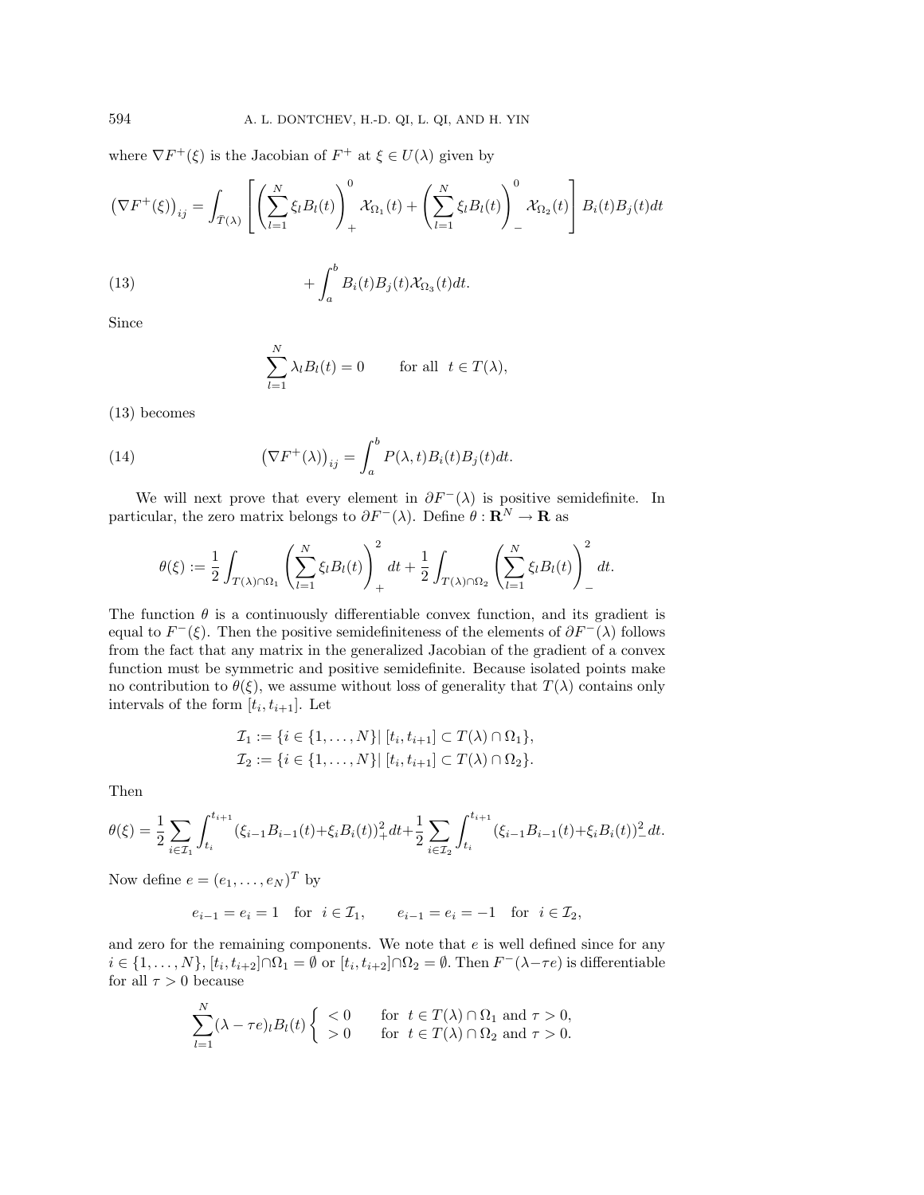where $\nabla F^+(\xi)$ is the Jacobian of $F^+$ at $\xi \in U(\lambda)$ given by

$$\left(\nabla F^+(\xi)\right)_{ij} = \int_{\bar{T}(\lambda)} \left[ \left( \sum_{l=1}^N \xi_l B_l(t) \right)_+^0 \mathcal{X}_{\Omega_1}(t) + \left( \sum_{l=1}^N \xi_l B_l(t) \right)_-^0 \mathcal{X}_{\Omega_2}(t) \right] B_i(t) B_j(t) dt$$

$$+ \int_a^b B_i(t) B_j(t) \mathcal{X}_{\Omega_3}(t) dt. \tag{13}$$

Since

$$\sum_{l=1}^N \lambda_l B_l(t) = 0 \qquad \text{for all} \quad t \in T(\lambda),$$

(13) becomes

$$\left(\nabla F^+(\lambda)\right)_{ij} = \int_a^b P(\lambda, t) B_i(t) B_j(t) dt. \tag{14}$$

We will next prove that every element in $\partial F^-(\lambda)$ is positive semidefinite. In particular, the zero matrix belongs to $\partial F^-(\lambda)$. Define $\theta : \mathbf{R}^N \to \mathbf{R}$ as

$$\theta(\xi) := \frac{1}{2} \int_{T(\lambda) \cap \Omega_1} \left( \sum_{l=1}^N \xi_l B_l(t) \right)_+^2 dt + \frac{1}{2} \int_{T(\lambda) \cap \Omega_2} \left( \sum_{l=1}^N \xi_l B_l(t) \right)_-^2 dt.$$

The function $\theta$ is a continuously differentiable convex function, and its gradient is equal to $F^-(\xi)$. Then the positive semidefiniteness of the elements of $\partial F^-(\lambda)$ follows from the fact that any matrix in the generalized Jacobian of the gradient of a convex function must be symmetric and positive semidefinite. Because isolated points make no contribution to $\theta(\xi)$, we assume without loss of generality that $T(\lambda)$ contains only intervals of the form $[t_i, t_{i+1}]$. Let

$$\mathcal{I}_1 := \{ i \in \{1, \ldots, N\} | \; [t_i, t_{i+1}] \subset T(\lambda) \cap \Omega_1 \},$$
$$\mathcal{I}_2 := \{ i \in \{1, \ldots, N\} | \; [t_i, t_{i+1}] \subset T(\lambda) \cap \Omega_2 \}.$$

Then

$$\theta(\xi) = \frac{1}{2} \sum_{i \in \mathcal{I}_1} \int_{t_i}^{t_{i+1}} (\xi_{i-1} B_{i-1}(t) + \xi_i B_i(t))_+^2 dt + \frac{1}{2} \sum_{i \in \mathcal{I}_2} \int_{t_i}^{t_{i+1}} (\xi_{i-1} B_{i-1}(t) + \xi_i B_i(t))_-^2 dt.$$

Now define $e = (e_1, \ldots, e_N)^T$ by

$$e_{i-1} = e_i = 1 \quad \text{for} \quad i \in \mathcal{I}_1, \qquad e_{i-1} = e_i = -1 \quad \text{for} \quad i \in \mathcal{I}_2,$$

and zero for the remaining components. We note that $e$ is well defined since for any $i \in \{1, \ldots, N\}$, $[t_i, t_{i+2}] \cap \Omega_1 = \emptyset$ or $[t_i, t_{i+2}] \cap \Omega_2 = \emptyset$. Then $F^-(\lambda - \tau e)$ is differentiable for all $\tau > 0$ because

$$\sum_{l=1}^N (\lambda - \tau e)_l B_l(t) \begin{cases} < 0 & \text{for} \;\; t \in T(\lambda) \cap \Omega_1 \text{ and } \tau > 0, \\ > 0 & \text{for} \;\; t \in T(\lambda) \cap \Omega_2 \text{ and } \tau > 0. \end{cases}$$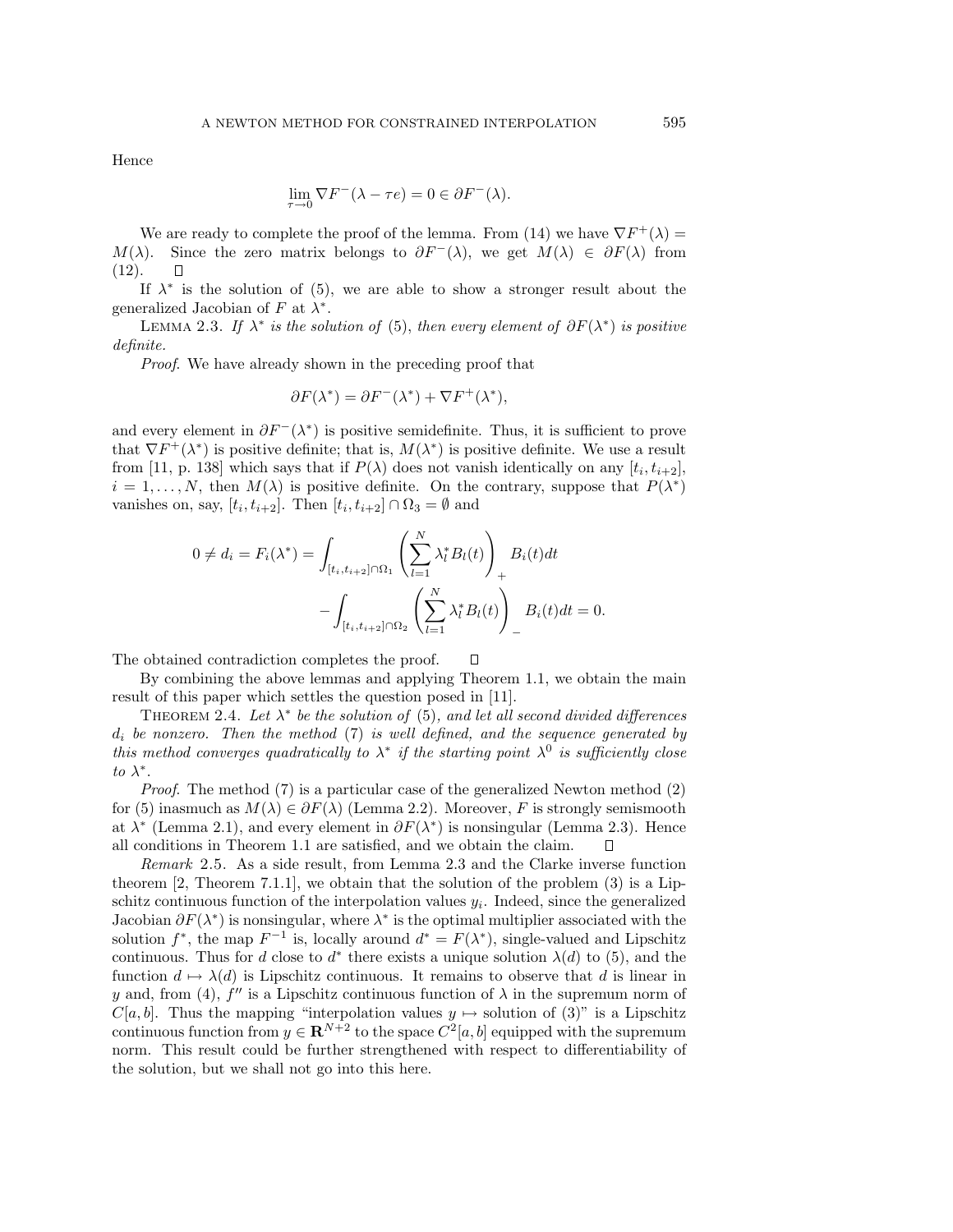Hence

$$\lim_{\tau \to 0} \nabla F^-(\lambda - \tau e) = 0 \in \partial F^-(\lambda).$$

We are ready to complete the proof of the lemma. From (14) we have $\nabla F^+(\lambda) = M(\lambda)$. Since the zero matrix belongs to $\partial F^-(\lambda)$, we get $M(\lambda) \in \partial F(\lambda)$ from (12). □

If $\lambda^*$ is the solution of (5), we are able to show a stronger result about the generalized Jacobian of $F$ at $\lambda^*$.

LEMMA 2.3. *If $\lambda^*$ is the solution of* (5), *then every element of $\partial F(\lambda^*)$ is positive definite.*

*Proof.* We have already shown in the preceding proof that

$$\partial F(\lambda^*) = \partial F^-(\lambda^*) + \nabla F^+(\lambda^*),$$

and every element in $\partial F^-(\lambda^*)$ is positive semidefinite. Thus, it is sufficient to prove that $\nabla F^+(\lambda^*)$ is positive definite; that is, $M(\lambda^*)$ is positive definite. We use a result from [11, p. 138] which says that if $P(\lambda)$ does not vanish identically on any $[t_i, t_{i+2}]$, $i = 1, \ldots, N$, then $M(\lambda)$ is positive definite. On the contrary, suppose that $P(\lambda^*)$ vanishes on, say, $[t_i, t_{i+2}]$. Then $[t_i, t_{i+2}] \cap \Omega_3 = \emptyset$ and

$$0 \neq d_i = F_i(\lambda^*) = \int_{[t_i,t_{i+2}]\cap\Omega_1} \left( \sum_{l=1}^{N} \lambda_l^* B_l(t) \right)_+ B_i(t)dt$$
$$- \int_{[t_i,t_{i+2}]\cap\Omega_2} \left( \sum_{l=1}^{N} \lambda_l^* B_l(t) \right)_- B_i(t)dt = 0.$$

The obtained contradiction completes the proof. □

By combining the above lemmas and applying Theorem 1.1, we obtain the main result of this paper which settles the question posed in [11].

THEOREM 2.4. *Let $\lambda^*$ be the solution of* (5), *and let all second divided differences $d_i$ be nonzero. Then the method* (7) *is well defined, and the sequence generated by this method converges quadratically to $\lambda^*$ if the starting point $\lambda^0$ is sufficiently close to $\lambda^*$.*

*Proof.* The method (7) is a particular case of the generalized Newton method (2) for (5) inasmuch as $M(\lambda) \in \partial F(\lambda)$ (Lemma 2.2). Moreover, $F$ is strongly semismooth at $\lambda^*$ (Lemma 2.1), and every element in $\partial F(\lambda^*)$ is nonsingular (Lemma 2.3). Hence all conditions in Theorem 1.1 are satisfied, and we obtain the claim. □

*Remark* 2.5. As a side result, from Lemma 2.3 and the Clarke inverse function theorem [2, Theorem 7.1.1], we obtain that the solution of the problem (3) is a Lipschitz continuous function of the interpolation values $y_i$. Indeed, since the generalized Jacobian $\partial F(\lambda^*)$ is nonsingular, where $\lambda^*$ is the optimal multiplier associated with the solution $f^*$, the map $F^{-1}$ is, locally around $d^* = F(\lambda^*)$, single-valued and Lipschitz continuous. Thus for $d$ close to $d^*$ there exists a unique solution $\lambda(d)$ to (5), and the function $d \mapsto \lambda(d)$ is Lipschitz continuous. It remains to observe that $d$ is linear in $y$ and, from (4), $f''$ is a Lipschitz continuous function of $\lambda$ in the supremum norm of $C[a, b]$. Thus the mapping "interpolation values $y \mapsto$ solution of (3)" is a Lipschitz continuous function from $y \in \mathbf{R}^{N+2}$ to the space $C^2[a, b]$ equipped with the supremum norm. This result could be further strengthened with respect to differentiability of the solution, but we shall not go into this here.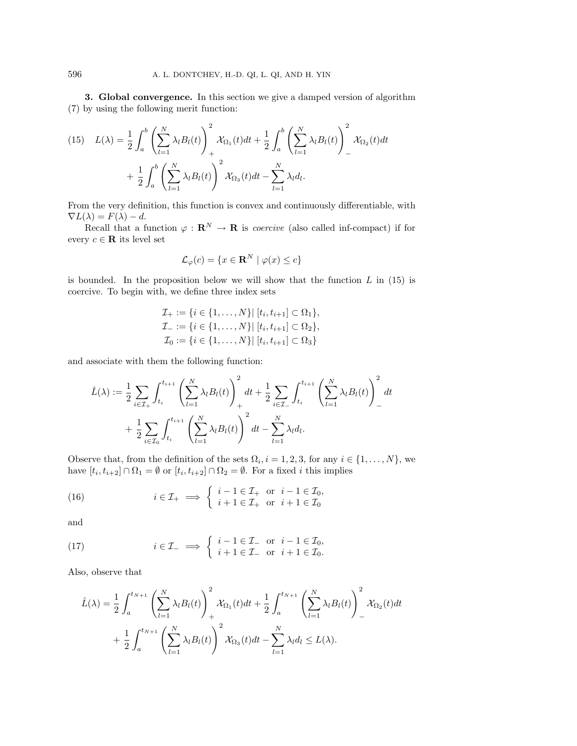**3. Global convergence.** In this section we give a damped version of algorithm (7) by using the following merit function:

$$
L(\lambda) = \frac{1}{2}\int_a^b \left(\sum_{l=1}^N \lambda_l B_l(t)\right)_+^2 \mathcal{X}_{\Omega_1}(t)dt + \frac{1}{2}\int_a^b \left(\sum_{l=1}^N \lambda_l B_l(t)\right)_-^2 \mathcal{X}_{\Omega_2}(t)dt
$$
$$
+ \frac{1}{2}\int_a^b \left(\sum_{l=1}^N \lambda_l B_l(t)\right)^2 \mathcal{X}_{\Omega_3}(t)dt - \sum_{l=1}^N \lambda_l d_l. \tag{15}
$$

From the very definition, this function is convex and continuously differentiable, with $\nabla L(\lambda) = F(\lambda) - d$.

Recall that a function $\varphi : \mathbf{R}^N \to \mathbf{R}$ is *coercive* (also called inf-compact) if for every $c \in \mathbf{R}$ its level set

$$
\mathcal{L}_\varphi(c) = \{x \in \mathbf{R}^N \mid \varphi(x) \le c\}
$$

is bounded. In the proposition below we will show that the function $L$ in (15) is coercive. To begin with, we define three index sets

$$
\begin{aligned}
\mathcal{I}_+ &:= \{i \in \{1,\ldots,N\} | \ [t_i, t_{i+1}] \subset \Omega_1\},\\
\mathcal{I}_- &:= \{i \in \{1,\ldots,N\} | \ [t_i, t_{i+1}] \subset \Omega_2\},\\
\mathcal{I}_0 &:= \{i \in \{1,\ldots,N\} | \ [t_i, t_{i+1}] \subset \Omega_3\}
\end{aligned}
$$

and associate with them the following function:

$$
\hat{L}(\lambda) := \frac{1}{2}\sum_{i\in\mathcal{I}_+}\int_{t_i}^{t_{i+1}} \left(\sum_{l=1}^N \lambda_l B_l(t)\right)_+^2 dt + \frac{1}{2}\sum_{i\in\mathcal{I}_-}\int_{t_i}^{t_{i+1}} \left(\sum_{l=1}^N \lambda_l B_l(t)\right)_-^2 dt
$$
$$
+ \frac{1}{2}\sum_{i\in\mathcal{I}_0}\int_{t_i}^{t_{i+1}} \left(\sum_{l=1}^N \lambda_l B_l(t)\right)^2 dt - \sum_{l=1}^N \lambda_l d_l.
$$

Observe that, from the definition of the sets $\Omega_i, i = 1,2,3$, for any $i \in \{1,\ldots,N\}$, we have $[t_i, t_{i+2}] \cap \Omega_1 = \emptyset$ or $[t_i, t_{i+2}] \cap \Omega_2 = \emptyset$. For a fixed $i$ this implies

$$
i \in \mathcal{I}_+ \implies \begin{cases} i-1 \in \mathcal{I}_+ \ \text{ or } \ i-1 \in \mathcal{I}_0, \\ i+1 \in \mathcal{I}_+ \ \text{ or } \ i+1 \in \mathcal{I}_0 \end{cases} \tag{16}
$$

and

$$
i \in \mathcal{I}_- \implies \begin{cases} i-1 \in \mathcal{I}_- \ \text{ or } \ i-1 \in \mathcal{I}_0, \\ i+1 \in \mathcal{I}_- \ \text{ or } \ i+1 \in \mathcal{I}_0. \end{cases} \tag{17}
$$

Also, observe that

$$
\hat{L}(\lambda) = \frac{1}{2}\int_a^{t_{N+1}} \left(\sum_{l=1}^N \lambda_l B_l(t)\right)_+^2 \mathcal{X}_{\Omega_1}(t)dt + \frac{1}{2}\int_a^{t_{N+1}} \left(\sum_{l=1}^N \lambda_l B_l(t)\right)_-^2 \mathcal{X}_{\Omega_2}(t)dt
$$
$$
+ \frac{1}{2}\int_a^{t_{N+1}} \left(\sum_{l=1}^N \lambda_l B_l(t)\right)^2 \mathcal{X}_{\Omega_3}(t)dt - \sum_{l=1}^N \lambda_l d_l \le L(\lambda).
$$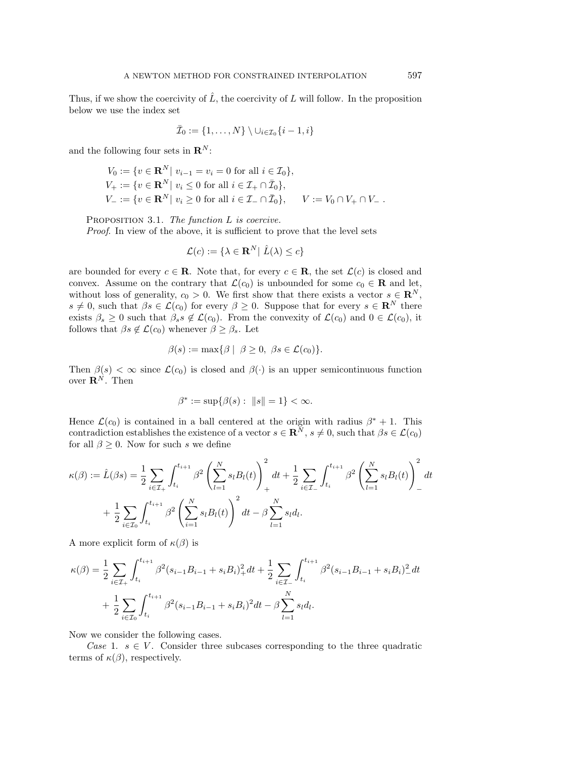Thus, if we show the coercivity of $\hat{L}$, the coercivity of $L$ will follow. In the proposition below we use the index set

$$\bar{\mathcal{I}}_0 := \{1, \dots, N\} \setminus \cup_{i \in \mathcal{I}_0} \{i-1, i\}$$

and the following four sets in $\mathbf{R}^N$:

$$
\begin{aligned}
&V_0 := \{v \in \mathbf{R}^N |\ v_{i-1} = v_i = 0 \text{ for all } i \in \mathcal{I}_0\},\\
&V_+ := \{v \in \mathbf{R}^N |\ v_i \le 0 \text{ for all } i \in \mathcal{I}_+ \cap \bar{\mathcal{I}}_0\},\\
&V_- := \{v \in \mathbf{R}^N |\ v_i \ge 0 \text{ for all } i \in \mathcal{I}_- \cap \bar{\mathcal{I}}_0\}, \qquad V := V_0 \cap V_+ \cap V_- .
\end{aligned}
$$

Proposition 3.1. *The function $L$ is coercive.*

*Proof*. In view of the above, it is sufficient to prove that the level sets

$$\mathcal{L}(c) := \{\lambda \in \mathbf{R}^N |\ \hat{L}(\lambda) \le c\}$$

are bounded for every $c \in \mathbf{R}$. Note that, for every $c \in \mathbf{R}$, the set $\mathcal{L}(c)$ is closed and convex. Assume on the contrary that $\mathcal{L}(c_0)$ is unbounded for some $c_0 \in \mathbf{R}$ and let, without loss of generality, $c_0 > 0$. We first show that there exists a vector $s \in \mathbf{R}^N$, $s \neq 0$, such that $\beta s \in \mathcal{L}(c_0)$ for every $\beta \ge 0$. Suppose that for every $s \in \mathbf{R}^N$ there exists $\beta_s \ge 0$ such that $\beta_s s \notin \mathcal{L}(c_0)$. From the convexity of $\mathcal{L}(c_0)$ and $0 \in \mathcal{L}(c_0)$, it follows that $\beta s \notin \mathcal{L}(c_0)$ whenever $\beta \ge \beta_s$. Let

$$\beta(s) := \max\{\beta \mid\ \beta \ge 0,\ \beta s \in \mathcal{L}(c_0)\}.$$

Then $\beta(s) < \infty$ since $\mathcal{L}(c_0)$ is closed and $\beta(\cdot)$ is an upper semicontinuous function over $\mathbf{R}^N$. Then

$$\beta^* := \sup\{\beta(s) :\ \|s\| = 1\} < \infty.$$

Hence $\mathcal{L}(c_0)$ is contained in a ball centered at the origin with radius $\beta^* + 1$. This contradiction establishes the existence of a vector $s \in \mathbf{R}^N$, $s \neq 0$, such that $\beta s \in \mathcal{L}(c_0)$ for all $\beta \ge 0$. Now for such $s$ we define

$$
\begin{aligned}
\kappa(\beta) := \hat{L}(\beta s) = &\frac{1}{2} \sum_{i \in \mathcal{I}_+} \int_{t_i}^{t_{i+1}} \beta^2 \left( \sum_{l=1}^N s_l B_l(t) \right)_+^2 dt + \frac{1}{2} \sum_{i \in \mathcal{I}_-} \int_{t_i}^{t_{i+1}} \beta^2 \left( \sum_{l=1}^N s_l B_l(t) \right)_-^2 dt \\
&+ \frac{1}{2} \sum_{i \in \mathcal{I}_0} \int_{t_i}^{t_{i+1}} \beta^2 \left( \sum_{i=1}^N s_l B_l(t) \right)^2 dt - \beta \sum_{l=1}^N s_l d_l.
\end{aligned}
$$

A more explicit form of $\kappa(\beta)$ is

$$
\begin{aligned}
\kappa(\beta) = &\frac{1}{2} \sum_{i \in \mathcal{I}_+} \int_{t_i}^{t_{i+1}} \beta^2 (s_{i-1} B_{i-1} + s_i B_i)_+^2 dt + \frac{1}{2} \sum_{i \in \mathcal{I}_-} \int_{t_i}^{t_{i+1}} \beta^2 (s_{i-1} B_{i-1} + s_i B_i)_-^2 dt \\
&+ \frac{1}{2} \sum_{i \in \mathcal{I}_0} \int_{t_i}^{t_{i+1}} \beta^2 (s_{i-1} B_{i-1} + s_i B_i)^2 dt - \beta \sum_{l=1}^N s_l d_l.
\end{aligned}
$$

Now we consider the following cases.

*Case* 1. $s \in V$. Consider three subcases corresponding to the three quadratic terms of $\kappa(\beta)$, respectively.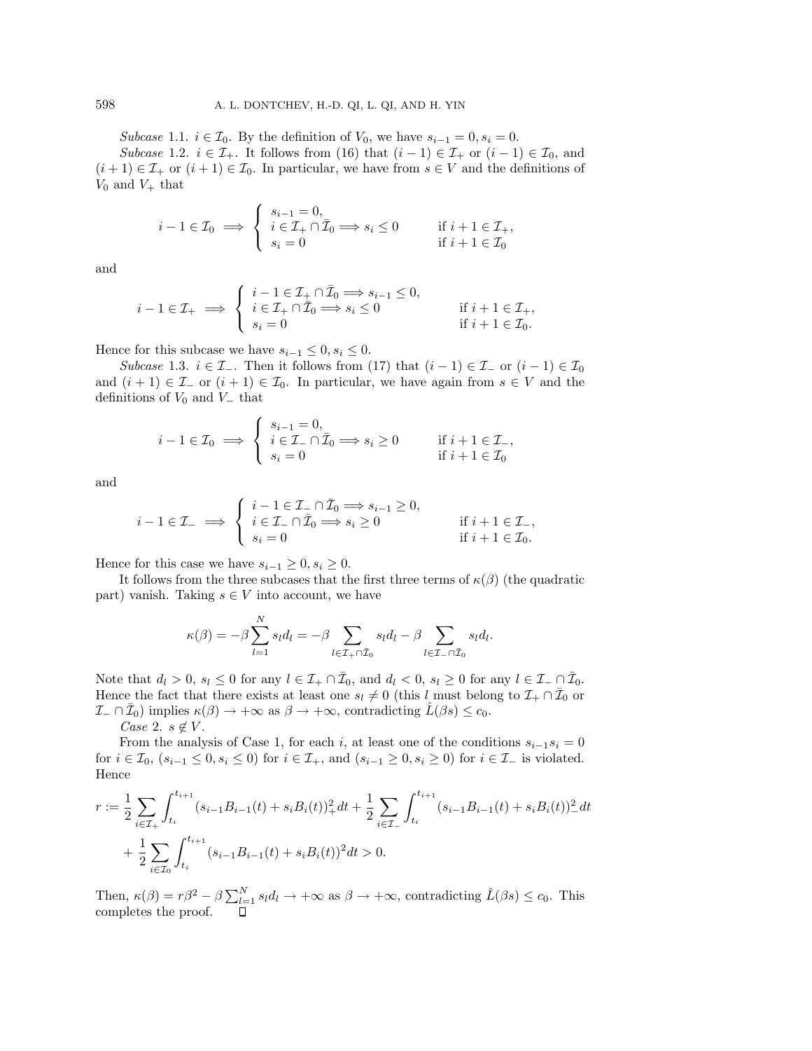*Subcase* 1.1. $i \in \mathcal{I}_0$. By the definition of $V_0$, we have $s_{i-1} = 0, s_i = 0$.

*Subcase* 1.2. $i \in \mathcal{I}_+$. It follows from (16) that $(i-1) \in \mathcal{I}_+$ or $(i-1) \in \mathcal{I}_0$, and $(i+1) \in \mathcal{I}_+$ or $(i+1) \in \mathcal{I}_0$. In particular, we have from $s \in V$ and the definitions of $V_0$ and $V_+$ that

$$
i-1 \in \mathcal{I}_0 \implies \begin{cases} s_{i-1} = 0, & \\ i \in \mathcal{I}_+ \cap \bar{\mathcal{I}}_0 \implies s_i \leq 0 & \text{if } i+1 \in \mathcal{I}_+, \\ s_i = 0 & \text{if } i+1 \in \mathcal{I}_0 \end{cases}
$$

and

$$
i-1 \in \mathcal{I}_+ \implies \begin{cases} i-1 \in \mathcal{I}_+ \cap \bar{\mathcal{I}}_0 \implies s_{i-1} \leq 0, & \\ i \in \mathcal{I}_+ \cap \bar{\mathcal{I}}_0 \implies s_i \leq 0 & \text{if } i+1 \in \mathcal{I}_+, \\ s_i = 0 & \text{if } i+1 \in \mathcal{I}_0. \end{cases}
$$

Hence for this subcase we have $s_{i-1} \leq 0, s_i \leq 0$.

*Subcase* 1.3. $i \in \mathcal{I}_-$. Then it follows from (17) that $(i-1) \in \mathcal{I}_-$ or $(i-1) \in \mathcal{I}_0$ and $(i+1) \in \mathcal{I}_-$ or $(i+1) \in \mathcal{I}_0$. In particular, we have again from $s \in V$ and the definitions of $V_0$ and $V_-$ that

$$
i-1 \in \mathcal{I}_0 \implies \begin{cases} s_{i-1} = 0, & \\ i \in \mathcal{I}_- \cap \bar{\mathcal{I}}_0 \implies s_i \geq 0 & \text{if } i+1 \in \mathcal{I}_-, \\ s_i = 0 & \text{if } i+1 \in \mathcal{I}_0 \end{cases}
$$

and

$$
i-1 \in \mathcal{I}_- \implies \begin{cases} i-1 \in \mathcal{I}_- \cap \bar{\mathcal{I}}_0 \implies s_{i-1} \geq 0, & \\ i \in \mathcal{I}_- \cap \bar{\mathcal{I}}_0 \implies s_i \geq 0 & \text{if } i+1 \in \mathcal{I}_-, \\ s_i = 0 & \text{if } i+1 \in \mathcal{I}_0. \end{cases}
$$

Hence for this case we have $s_{i-1} \geq 0, s_i \geq 0$.

It follows from the three subcases that the first three terms of $\kappa(\beta)$ (the quadratic part) vanish. Taking $s \in V$ into account, we have

$$
\kappa(\beta) = -\beta \sum_{l=1}^{N} s_l d_l = -\beta \sum_{l \in \mathcal{I}_+ \cap \bar{\mathcal{I}}_0} s_l d_l - \beta \sum_{l \in \mathcal{I}_- \cap \bar{\mathcal{I}}_0} s_l d_l.
$$

Note that $d_l > 0$, $s_l \leq 0$ for any $l \in \mathcal{I}_+ \cap \bar{\mathcal{I}}_0$, and $d_l < 0$, $s_l \geq 0$ for any $l \in \mathcal{I}_- \cap \bar{\mathcal{I}}_0$. Hence the fact that there exists at least one $s_l \neq 0$ (this $l$ must belong to $\mathcal{I}_+ \cap \bar{\mathcal{I}}_0$ or $\mathcal{I}_- \cap \bar{\mathcal{I}}_0$) implies $\kappa(\beta) \to +\infty$ as $\beta \to +\infty$, contradicting $\hat{L}(\beta s) \leq c_0$.

*Case* 2. $s \notin V$.

From the analysis of Case 1, for each $i$, at least one of the conditions $s_{i-1}s_i = 0$ for $i \in \mathcal{I}_0$, $(s_{i-1} \leq 0, s_i \leq 0)$ for $i \in \mathcal{I}_+$, and $(s_{i-1} \geq 0, s_i \geq 0)$ for $i \in \mathcal{I}_-$ is violated. Hence

$$
\begin{aligned}
r := \frac{1}{2} \sum_{i \in \mathcal{I}_+} \int_{t_i}^{t_{i+1}} (s_{i-1}B_{i-1}(t) + s_i B_i(t))_+^2 dt + \frac{1}{2} \sum_{i \in \mathcal{I}_-} \int_{t_i}^{t_{i+1}} (s_{i-1}B_{i-1}(t) + s_i B_i(t))_-^2 dt \\
+ \frac{1}{2} \sum_{i \in \mathcal{I}_0} \int_{t_i}^{t_{i+1}} (s_{i-1}B_{i-1}(t) + s_i B_i(t))^2 dt > 0.
\end{aligned}
$$

Then, $\kappa(\beta) = r\beta^2 - \beta \sum_{l=1}^{N} s_l d_l \to +\infty$ as $\beta \to +\infty$, contradicting $\hat{L}(\beta s) \leq c_0$. This completes the proof. $\square$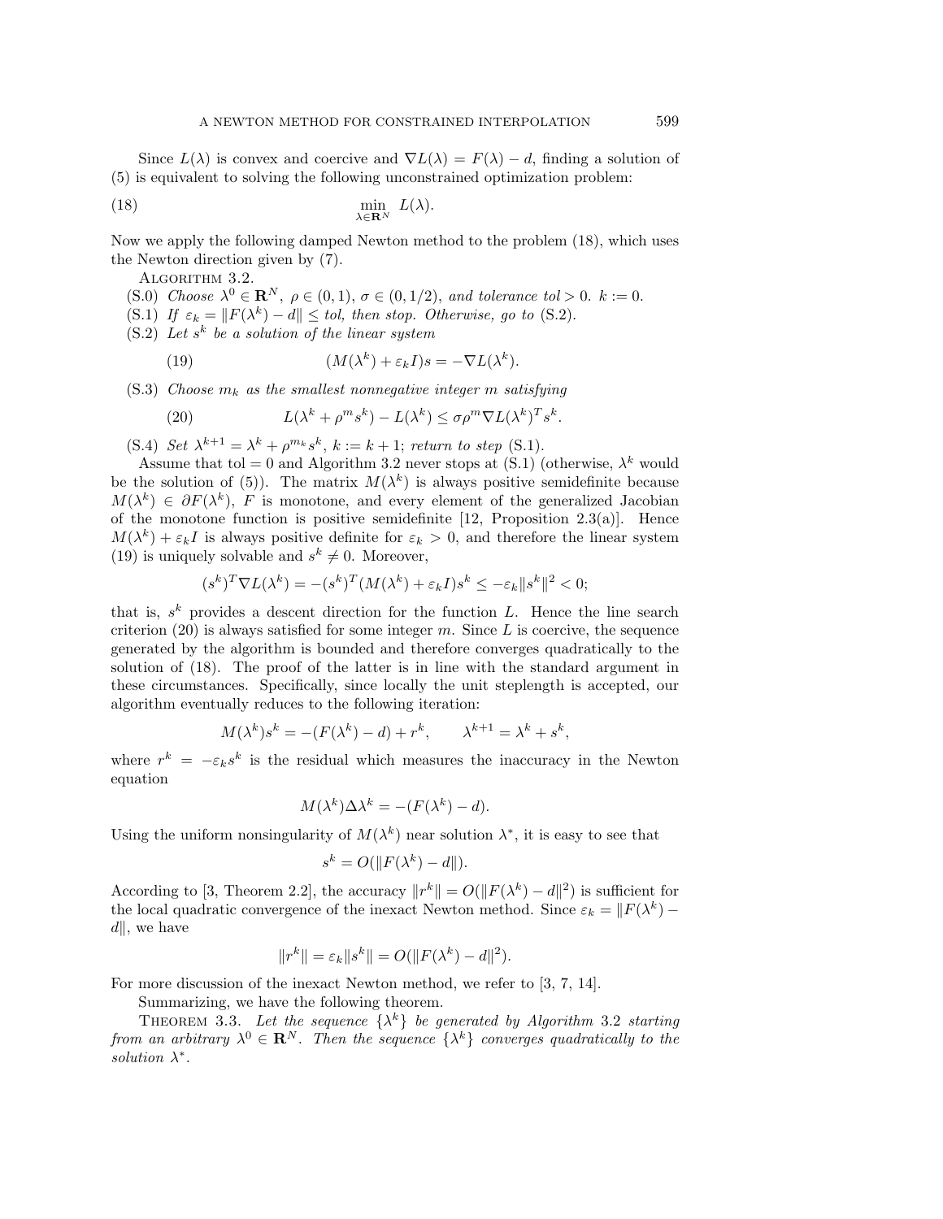Since $L(\lambda)$ is convex and coercive and $\nabla L(\lambda) = F(\lambda) - d$, finding a solution of (5) is equivalent to solving the following unconstrained optimization problem:

$$\min_{\lambda \in \mathbf{R}^N} \; L(\lambda). \tag{18}$$

Now we apply the following damped Newton method to the problem (18), which uses the Newton direction given by (7).

Algorithm 3.2.

(S.0) *Choose* $\lambda^0 \in \mathbf{R}^N$, $\rho \in (0,1)$, $\sigma \in (0, 1/2)$, *and tolerance tol* $> 0$. $k := 0$.

(S.1) *If* $\varepsilon_k = \|F(\lambda^k) - d\| \le tol$, *then stop. Otherwise, go to* (S.2).

(S.2) *Let* $s^k$ *be a solution of the linear system*

$$(M(\lambda^k) + \varepsilon_k I)s = -\nabla L(\lambda^k). \tag{19}$$

(S.3) *Choose* $m_k$ *as the smallest nonnegative integer* $m$ *satisfying*

$$L(\lambda^k + \rho^m s^k) - L(\lambda^k) \le \sigma \rho^m \nabla L(\lambda^k)^T s^k. \tag{20}$$

(S.4) *Set* $\lambda^{k+1} = \lambda^k + \rho^{m_k} s^k$, $k := k+1$; *return to step* (S.1).

Assume that tol $= 0$ and Algorithm 3.2 never stops at (S.1) (otherwise, $\lambda^k$ would be the solution of (5)). The matrix $M(\lambda^k)$ is always positive semidefinite because $M(\lambda^k) \in \partial F(\lambda^k)$, $F$ is monotone, and every element of the generalized Jacobian of the monotone function is positive semidefinite [12, Proposition 2.3(a)]. Hence $M(\lambda^k) + \varepsilon_k I$ is always positive definite for $\varepsilon_k > 0$, and therefore the linear system (19) is uniquely solvable and $s^k \neq 0$. Moreover,

$$(s^k)^T \nabla L(\lambda^k) = -(s^k)^T (M(\lambda^k) + \varepsilon_k I) s^k \le -\varepsilon_k \|s^k\|^2 < 0;$$

that is, $s^k$ provides a descent direction for the function $L$. Hence the line search criterion (20) is always satisfied for some integer $m$. Since $L$ is coercive, the sequence generated by the algorithm is bounded and therefore converges quadratically to the solution of (18). The proof of the latter is in line with the standard argument in these circumstances. Specifically, since locally the unit steplength is accepted, our algorithm eventually reduces to the following iteration:

$$M(\lambda^k)s^k = -(F(\lambda^k) - d) + r^k, \qquad \lambda^{k+1} = \lambda^k + s^k,$$

where $r^k = -\varepsilon_k s^k$ is the residual which measures the inaccuracy in the Newton equation

$$M(\lambda^k)\Delta\lambda^k = -(F(\lambda^k) - d).$$

Using the uniform nonsingularity of $M(\lambda^k)$ near solution $\lambda^*$, it is easy to see that

$$s^k = O(\|F(\lambda^k) - d\|).$$

According to [3, Theorem 2.2], the accuracy $\|r^k\| = O(\|F(\lambda^k) - d\|^2)$ is sufficient for the local quadratic convergence of the inexact Newton method. Since $\varepsilon_k = \|F(\lambda^k) - d\|$, we have

$$\|r^k\| = \varepsilon_k \|s^k\| = O(\|F(\lambda^k) - d\|^2).$$

For more discussion of the inexact Newton method, we refer to [3, 7, 14].

Summarizing, we have the following theorem.

Theorem 3.3. *Let the sequence* $\{\lambda^k\}$ *be generated by Algorithm* 3.2 *starting from an arbitrary* $\lambda^0 \in \mathbf{R}^N$. *Then the sequence* $\{\lambda^k\}$ *converges quadratically to the solution* $\lambda^*$.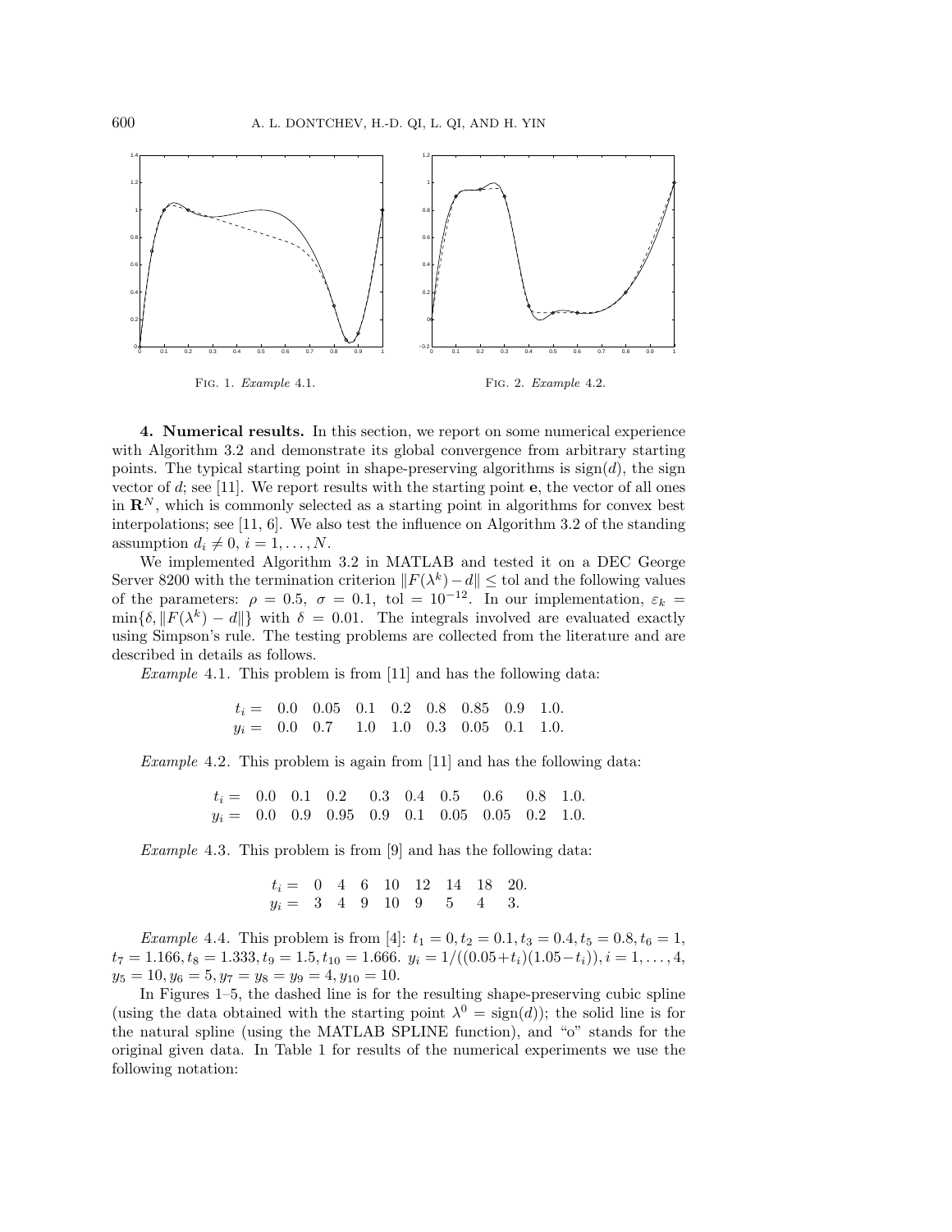Fig. 1. *Example* 4.1.

Fig. 2. *Example* 4.2.

## 4. Numerical results.

In this section, we report on some numerical experience with Algorithm 3.2 and demonstrate its global convergence from arbitrary starting points. The typical starting point in shape-preserving algorithms is $\mathrm{sign}(d)$, the sign vector of $d$; see [11]. We report results with the starting point $\mathbf{e}$, the vector of all ones in $\mathbf{R}^N$, which is commonly selected as a starting point in algorithms for convex best interpolations; see [11, 6]. We also test the influence on Algorithm 3.2 of the standing assumption $d_i \neq 0$, $i = 1, \ldots, N$.

We implemented Algorithm 3.2 in MATLAB and tested it on a DEC George Server 8200 with the termination criterion $\|F(\lambda^k) - d\| \leq \mathrm{tol}$ and the following values of the parameters: $\rho = 0.5$, $\sigma = 0.1$, $\mathrm{tol} = 10^{-12}$. In our implementation, $\varepsilon_k = \min\{\delta, \|F(\lambda^k) - d\|\}$ with $\delta = 0.01$. The integrals involved are evaluated exactly using Simpson's rule. The testing problems are collected from the literature and are described in details as follows.

*Example* 4.1. This problem is from [11] and has the following data:

| $t_i =$ | 0.0 | 0.05 | 0.1 | 0.2 | 0.8 | 0.85 | 0.9 | 1.0. |
|---|---|---|---|---|---|---|---|---|
| $y_i =$ | 0.0 | 0.7 | 1.0 | 1.0 | 0.3 | 0.05 | 0.1 | 1.0. |

*Example* 4.2. This problem is again from [11] and has the following data:

| $t_i =$ | 0.0 | 0.1 | 0.2 | 0.3 | 0.4 | 0.5 | 0.6 | 0.8 | 1.0. |
|---|---|---|---|---|---|---|---|---|---|
| $y_i =$ | 0.0 | 0.9 | 0.95 | 0.9 | 0.1 | 0.05 | 0.05 | 0.2 | 1.0. |

*Example* 4.3. This problem is from [9] and has the following data:

| $t_i =$ | 0 | 4 | 6 | 10 | 12 | 14 | 18 | 20. |
|---|---|---|---|---|---|---|---|---|
| $y_i =$ | 3 | 4 | 9 | 10 | 9 | 5 | 4 | 3. |

*Example* 4.4. This problem is from [4]: $t_1 = 0, t_2 = 0.1, t_3 = 0.4, t_5 = 0.8, t_6 = 1$, $t_7 = 1.166, t_8 = 1.333, t_9 = 1.5, t_{10} = 1.666$. $y_i = 1/((0.05+t_i)(1.05-t_i)), i = 1, \ldots, 4$, $y_5 = 10, y_6 = 5, y_7 = y_8 = y_9 = 4, y_{10} = 10$.

In Figures 1–5, the dashed line is for the resulting shape-preserving cubic spline (using the data obtained with the starting point $\lambda^0 = \mathrm{sign}(d)$); the solid line is for the natural spline (using the MATLAB SPLINE function), and "o" stands for the original given data. In Table 1 for results of the numerical experiments we use the following notation: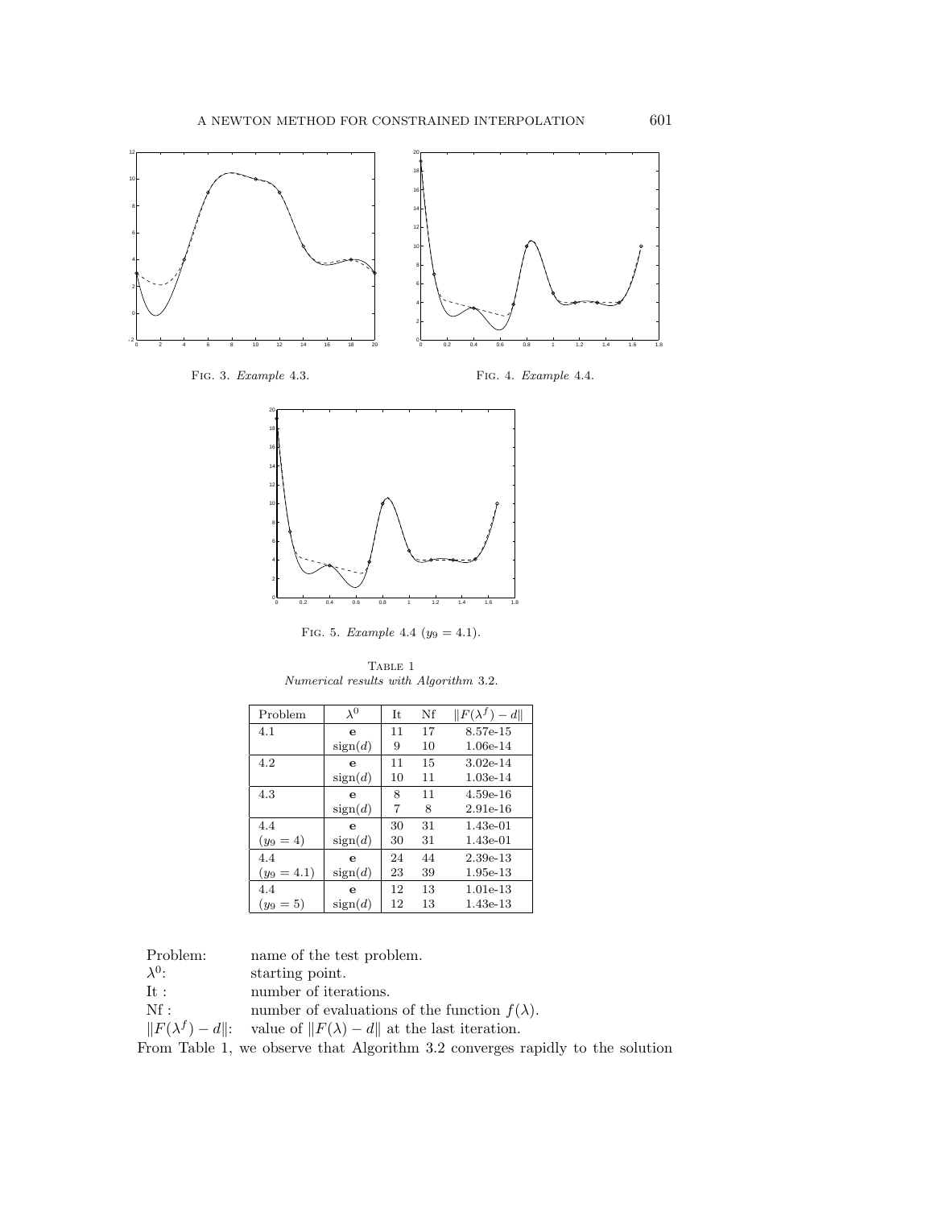Fig. 3. *Example* 4.3.

Fig. 4. *Example* 4.4.

Fig. 5. *Example* 4.4 ($y_9 = 4.1$).

Table 1
*Numerical results with Algorithm* 3.2.

| Problem | $\lambda^0$ | It | Nf | $\|F(\lambda^f) - d\|$ |
|---|---|---|---|---|
| 4.1 | **e** | 11 | 17 | 8.57e-15 |
| | sign($d$) | 9 | 10 | 1.06e-14 |
| 4.2 | **e** | 11 | 15 | 3.02e-14 |
| | sign($d$) | 10 | 11 | 1.03e-14 |
| 4.3 | **e** | 8 | 11 | 4.59e-16 |
| | sign($d$) | 7 | 8 | 2.91e-16 |
| 4.4 ($y_9 = 4$) | **e** | 30 | 31 | 1.43e-01 |
| | sign($d$) | 30 | 31 | 1.43e-01 |
| 4.4 ($y_9 = 4.1$) | **e** | 24 | 44 | 2.39e-13 |
| | sign($d$) | 23 | 39 | 1.95e-13 |
| 4.4 ($y_9 = 5$) | **e** | 12 | 13 | 1.01e-13 |
| | sign($d$) | 12 | 13 | 1.43e-13 |

Problem: name of the test problem.
$\lambda^0$: starting point.
It : number of iterations.
Nf : number of evaluations of the function $f(\lambda)$.
$\|F(\lambda^f) - d\|$: value of $\|F(\lambda) - d\|$ at the last iteration.

From Table 1, we observe that Algorithm 3.2 converges rapidly to the solution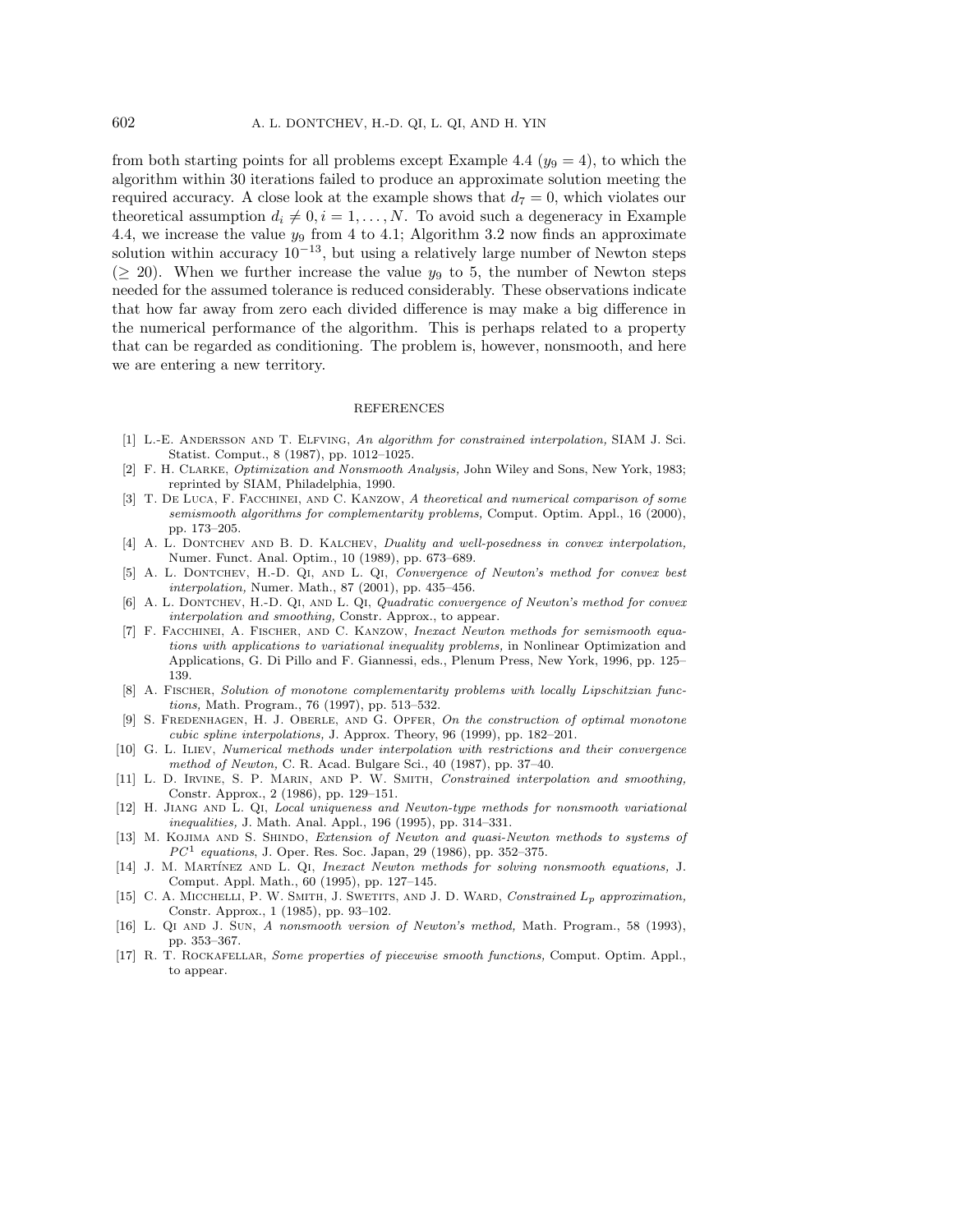from both starting points for all problems except Example 4.4 ($y_9 = 4$), to which the algorithm within 30 iterations failed to produce an approximate solution meeting the required accuracy. A close look at the example shows that $d_7 = 0$, which violates our theoretical assumption $d_i \neq 0, i = 1, \ldots, N$. To avoid such a degeneracy in Example 4.4, we increase the value $y_9$ from 4 to 4.1; Algorithm 3.2 now finds an approximate solution within accuracy $10^{-13}$, but using a relatively large number of Newton steps ($\geq 20$). When we further increase the value $y_9$ to 5, the number of Newton steps needed for the assumed tolerance is reduced considerably. These observations indicate that how far away from zero each divided difference is may make a big difference in the numerical performance of the algorithm. This is perhaps related to a property that can be regarded as conditioning. The problem is, however, nonsmooth, and here we are entering a new territory.

## REFERENCES

[1] L.-E. Andersson and T. Elfving, *An algorithm for constrained interpolation,* SIAM J. Sci. Statist. Comput., 8 (1987), pp. 1012–1025.

[2] F. H. Clarke, *Optimization and Nonsmooth Analysis,* John Wiley and Sons, New York, 1983; reprinted by SIAM, Philadelphia, 1990.

[3] T. De Luca, F. Facchinei, and C. Kanzow, *A theoretical and numerical comparison of some semismooth algorithms for complementarity problems,* Comput. Optim. Appl., 16 (2000), pp. 173–205.

[4] A. L. Dontchev and B. D. Kalchev, *Duality and well-posedness in convex interpolation,* Numer. Funct. Anal. Optim., 10 (1989), pp. 673–689.

[5] A. L. Dontchev, H.-D. Qi, and L. Qi, *Convergence of Newton's method for convex best interpolation,* Numer. Math., 87 (2001), pp. 435–456.

[6] A. L. Dontchev, H.-D. Qi, and L. Qi, *Quadratic convergence of Newton's method for convex interpolation and smoothing,* Constr. Approx., to appear.

[7] F. Facchinei, A. Fischer, and C. Kanzow, *Inexact Newton methods for semismooth equations with applications to variational inequality problems,* in Nonlinear Optimization and Applications, G. Di Pillo and F. Giannessi, eds., Plenum Press, New York, 1996, pp. 125–139.

[8] A. Fischer, *Solution of monotone complementarity problems with locally Lipschitzian functions,* Math. Program., 76 (1997), pp. 513–532.

[9] S. Fredenhagen, H. J. Oberle, and G. Opfer, *On the construction of optimal monotone cubic spline interpolations,* J. Approx. Theory, 96 (1999), pp. 182–201.

[10] G. L. Iliev, *Numerical methods under interpolation with restrictions and their convergence method of Newton,* C. R. Acad. Bulgare Sci., 40 (1987), pp. 37–40.

[11] L. D. Irvine, S. P. Marin, and P. W. Smith, *Constrained interpolation and smoothing,* Constr. Approx., 2 (1986), pp. 129–151.

[12] H. Jiang and L. Qi, *Local uniqueness and Newton-type methods for nonsmooth variational inequalities,* J. Math. Anal. Appl., 196 (1995), pp. 314–331.

[13] M. Kojima and S. Shindo, *Extension of Newton and quasi-Newton methods to systems of $PC^1$ equations,* J. Oper. Res. Soc. Japan, 29 (1986), pp. 352–375.

[14] J. M. Martínez and L. Qi, *Inexact Newton methods for solving nonsmooth equations,* J. Comput. Appl. Math., 60 (1995), pp. 127–145.

[15] C. A. Micchelli, P. W. Smith, J. Swetits, and J. D. Ward, *Constrained $L_p$ approximation,* Constr. Approx., 1 (1985), pp. 93–102.

[16] L. Qi and J. Sun, *A nonsmooth version of Newton's method,* Math. Program., 58 (1993), pp. 353–367.

[17] R. T. Rockafellar, *Some properties of piecewise smooth functions,* Comput. Optim. Appl., to appear.